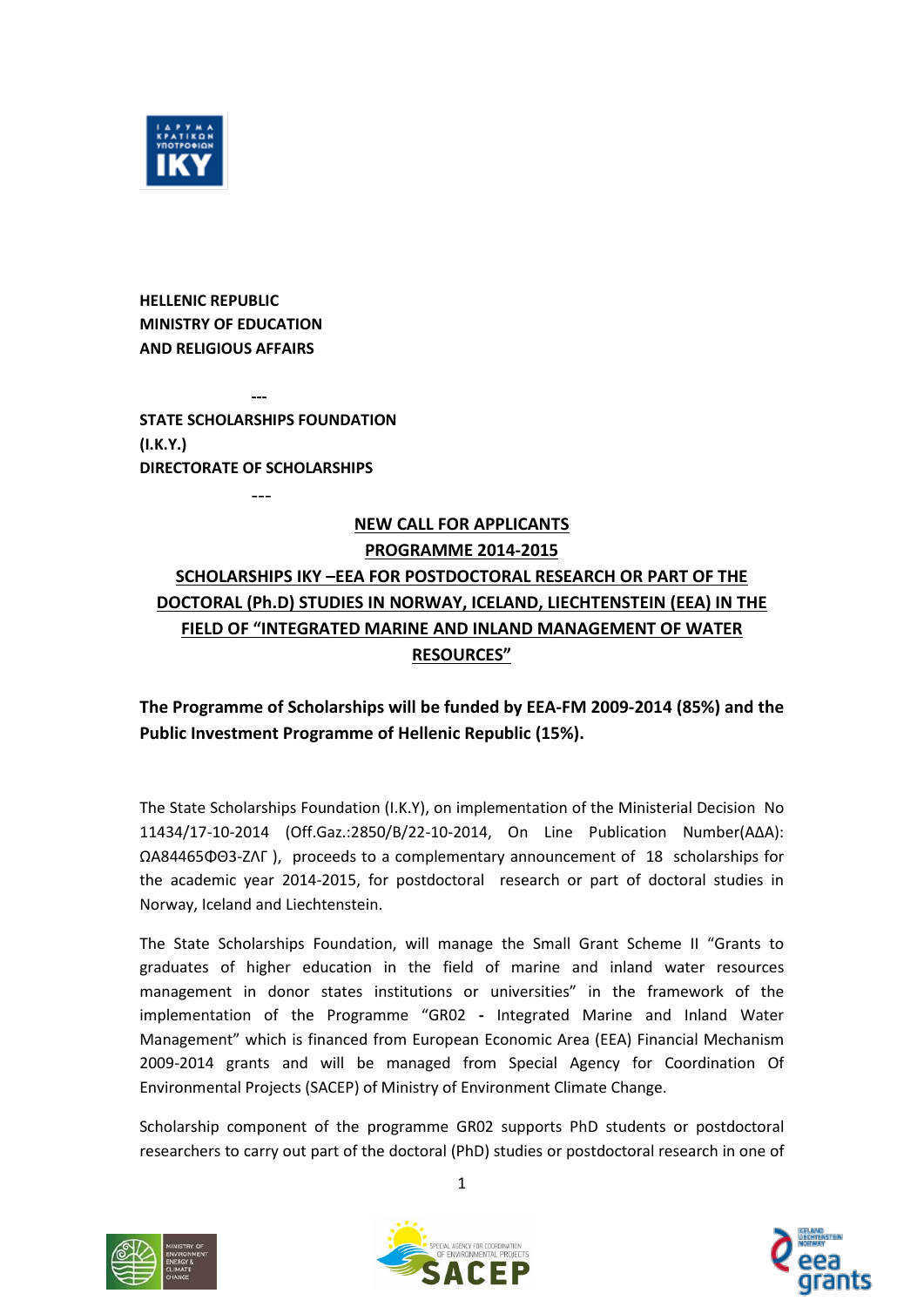**HELLENIC REPUBLIC**
**MINISTRY OF EDUCATION**
**AND RELIGIOUS AFFAIRS**

---

**STATE SCHOLARSHIPS FOUNDATION**
**(I.K.Y.)**
**DIRECTORATE OF SCHOLARSHIPS**

---

## NEW CALL FOR APPLICANTS
## PROGRAMME 2014-2015
## SCHOLARSHIPS IKY –EEA FOR POSTDOCTORAL RESEARCH OR PART OF THE DOCTORAL (Ph.D) STUDIES IN NORWAY, ICELAND, LIECHTENSTEIN (EEA) IN THE FIELD OF "INTEGRATED MARINE AND INLAND MANAGEMENT OF WATER RESOURCES"

**The Programme of Scholarships will be funded by EEA-FM 2009-2014 (85%) and the Public Investment Programme of Hellenic Republic (15%).**

The State Scholarships Foundation (I.K.Y), on implementation of the Ministerial Decision No 11434/17-10-2014 (Off.Gaz.:2850/B/22-10-2014, On Line Publication Number(ΑΔΑ): ΩΑ84465ΦΘ3-ΖΛΓ ), proceeds to a complementary announcement of 18 scholarships for the academic year 2014-2015, for postdoctoral research or part of doctoral studies in Norway, Iceland and Liechtenstein.

The State Scholarships Foundation, will manage the Small Grant Scheme II "Grants to graduates of higher education in the field of marine and inland water resources management in donor states institutions or universities" in the framework of the implementation of the Programme "GR02 - Integrated Marine and Inland Water Management" which is financed from European Economic Area (EEA) Financial Mechanism 2009-2014 grants and will be managed from Special Agency for Coordination Of Environmental Projects (SACEP) of Ministry of Environment Climate Change.

Scholarship component of the programme GR02 supports PhD students or postdoctoral researchers to carry out part of the doctoral (PhD) studies or postdoctoral research in one of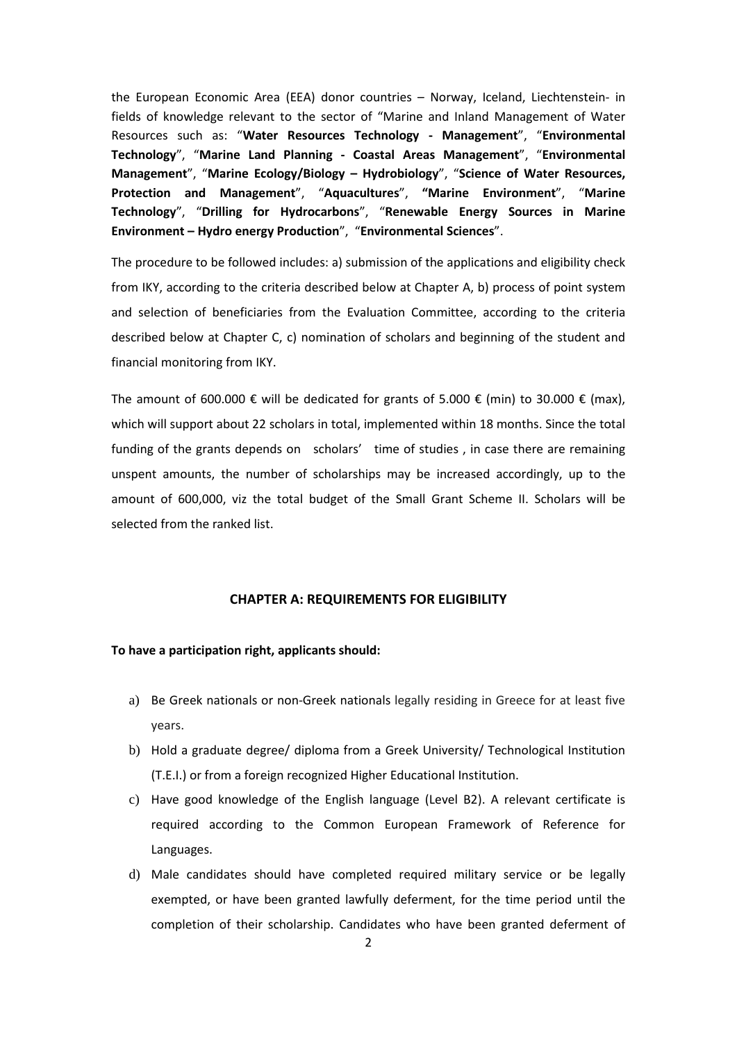the European Economic Area (EEA) donor countries – Norway, Iceland, Liechtenstein- in fields of knowledge relevant to the sector of "Marine and Inland Management of Water Resources such as: "**Water Resources Technology - Management**", "**Environmental Technology**", "**Marine Land Planning - Coastal Areas Management**", "**Environmental Management**", "**Marine Ecology/Biology – Hydrobiology**", "**Science of Water Resources, Protection and Management**", "**Aquacultures**", **"Marine Environment**", "**Marine Technology**", "**Drilling for Hydrocarbons**", "**Renewable Energy Sources in Marine Environment – Hydro energy Production**", "**Environmental Sciences**".

The procedure to be followed includes: a) submission of the applications and eligibility check from IKY, according to the criteria described below at Chapter A, b) process of point system and selection of beneficiaries from the Evaluation Committee, according to the criteria described below at Chapter C, c) nomination of scholars and beginning of the student and financial monitoring from IKY.

The amount of 600.000 € will be dedicated for grants of 5.000 € (min) to 30.000 € (max), which will support about 22 scholars in total, implemented within 18 months. Since the total funding of the grants depends on scholars' time of studies , in case there are remaining unspent amounts, the number of scholarships may be increased accordingly, up to the amount of 600,000, viz the total budget of the Small Grant Scheme II. Scholars will be selected from the ranked list.

## CHAPTER A: REQUIREMENTS FOR ELIGIBILITY

**To have a participation right, applicants should:**

a) Be Greek nationals or non-Greek nationals legally residing in Greece for at least five years.
b) Hold a graduate degree/ diploma from a Greek University/ Technological Institution (T.E.I.) or from a foreign recognized Higher Educational Institution.
c) Have good knowledge of the English language (Level B2). A relevant certificate is required according to the Common European Framework of Reference for Languages.
d) Male candidates should have completed required military service or be legally exempted, or have been granted lawfully deferment, for the time period until the completion of their scholarship. Candidates who have been granted deferment of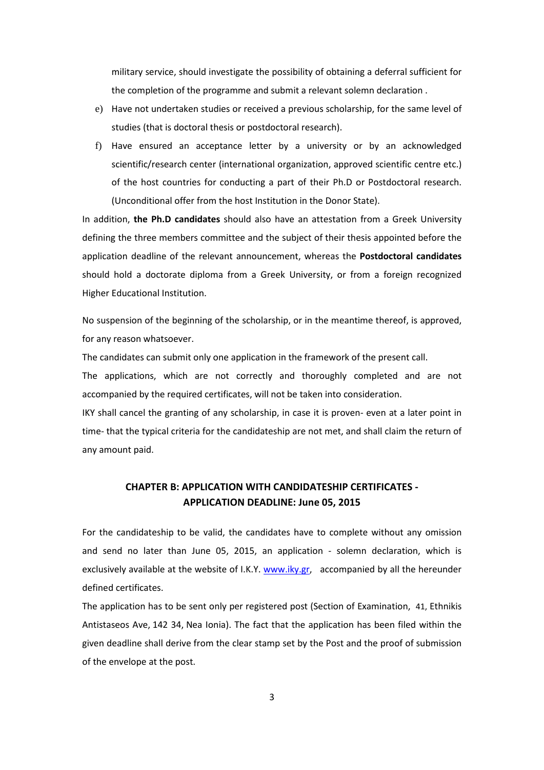military service, should investigate the possibility of obtaining a deferral sufficient for the completion of the programme and submit a relevant solemn declaration .

e) Have not undertaken studies or received a previous scholarship, for the same level of studies (that is doctoral thesis or postdoctoral research).

f) Have ensured an acceptance letter by a university or by an acknowledged scientific/research center (international organization, approved scientific centre etc.) of the host countries for conducting a part of their Ph.D or Postdoctoral research. (Unconditional offer from the host Institution in the Donor State).

In addition, **the Ph.D candidates** should also have an attestation from a Greek University defining the three members committee and the subject of their thesis appointed before the application deadline of the relevant announcement, whereas the **Postdoctoral candidates** should hold a doctorate diploma from a Greek University, or from a foreign recognized Higher Educational Institution.

No suspension of the beginning of the scholarship, or in the meantime thereof, is approved, for any reason whatsoever.

The candidates can submit only one application in the framework of the present call.

The applications, which are not correctly and thoroughly completed and are not accompanied by the required certificates, will not be taken into consideration.

IKY shall cancel the granting of any scholarship, in case it is proven- even at a later point in time- that the typical criteria for the candidateship are not met, and shall claim the return of any amount paid.

## CHAPTER B: APPLICATION WITH CANDIDATESHIP CERTIFICATES - APPLICATION DEADLINE: June 05, 2015

For the candidateship to be valid, the candidates have to complete without any omission and send no later than June 05, 2015, an application - solemn declaration, which is exclusively available at the website of I.K.Y. www.iky.gr, accompanied by all the hereunder defined certificates.

The application has to be sent only per registered post (Section of Examination, 41, Ethnikis Antistaseos Ave, 142 34, Nea Ionia). The fact that the application has been filed within the given deadline shall derive from the clear stamp set by the Post and the proof of submission of the envelope at the post.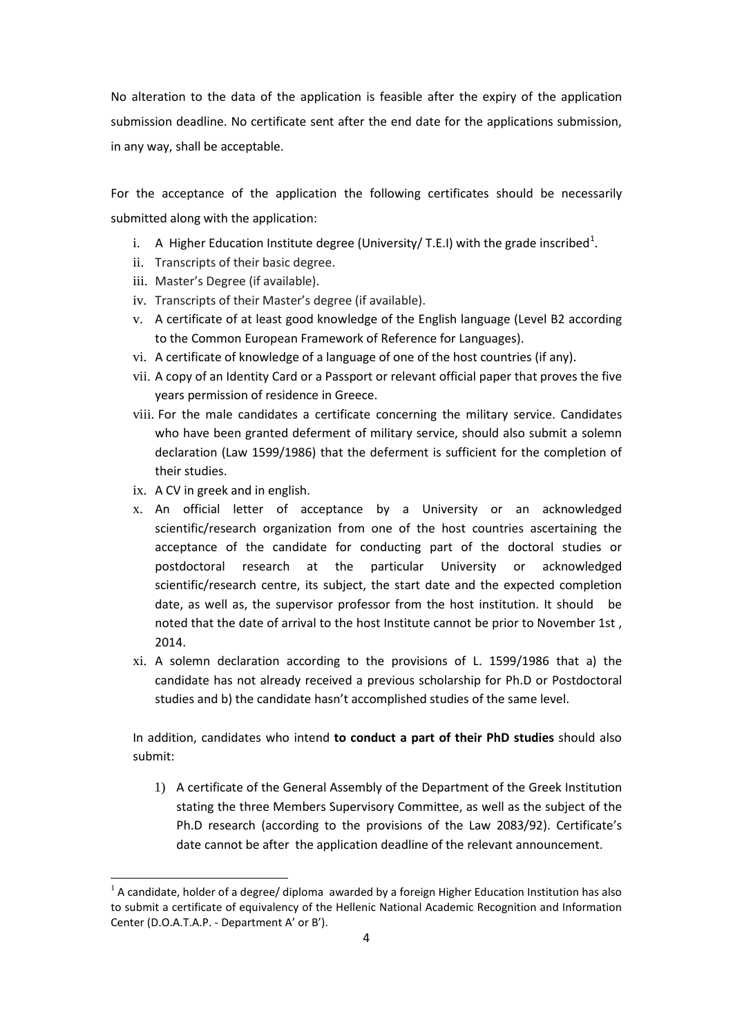No alteration to the data of the application is feasible after the expiry of the application submission deadline. No certificate sent after the end date for the applications submission, in any way, shall be acceptable.

For the acceptance of the application the following certificates should be necessarily submitted along with the application:

i. A Higher Education Institute degree (University/ T.E.I) with the grade inscribed[1].
ii. Transcripts of their basic degree.
iii. Master's Degree (if available).
iv. Transcripts of their Master's degree (if available).
v. A certificate of at least good knowledge of the English language (Level B2 according to the Common European Framework of Reference for Languages).
vi. A certificate of knowledge of a language of one of the host countries (if any).
vii. A copy of an Identity Card or a Passport or relevant official paper that proves the five years permission of residence in Greece.
viii. For the male candidates a certificate concerning the military service. Candidates who have been granted deferment of military service, should also submit a solemn declaration (Law 1599/1986) that the deferment is sufficient for the completion of their studies.
ix. A CV in greek and in english.
x. An official letter of acceptance by a University or an acknowledged scientific/research organization from one of the host countries ascertaining the acceptance of the candidate for conducting part of the doctoral studies or postdoctoral research at the particular University or acknowledged scientific/research centre, its subject, the start date and the expected completion date, as well as, the supervisor professor from the host institution. It should be noted that the date of arrival to the host Institute cannot be prior to November 1st , 2014.
xi. A solemn declaration according to the provisions of L. 1599/1986 that a) the candidate has not already received a previous scholarship for Ph.D or Postdoctoral studies and b) the candidate hasn't accomplished studies of the same level.

In addition, candidates who intend **to conduct a part of their PhD studies** should also submit:

1) A certificate of the General Assembly of the Department of the Greek Institution stating the three Members Supervisory Committee, as well as the subject of the Ph.D research (according to the provisions of the Law 2083/92). Certificate's date cannot be after the application deadline of the relevant announcement.

[1] A candidate, holder of a degree/ diploma awarded by a foreign Higher Education Institution has also to submit a certificate of equivalency of the Hellenic National Academic Recognition and Information Center (D.O.A.T.A.P. - Department A' or B').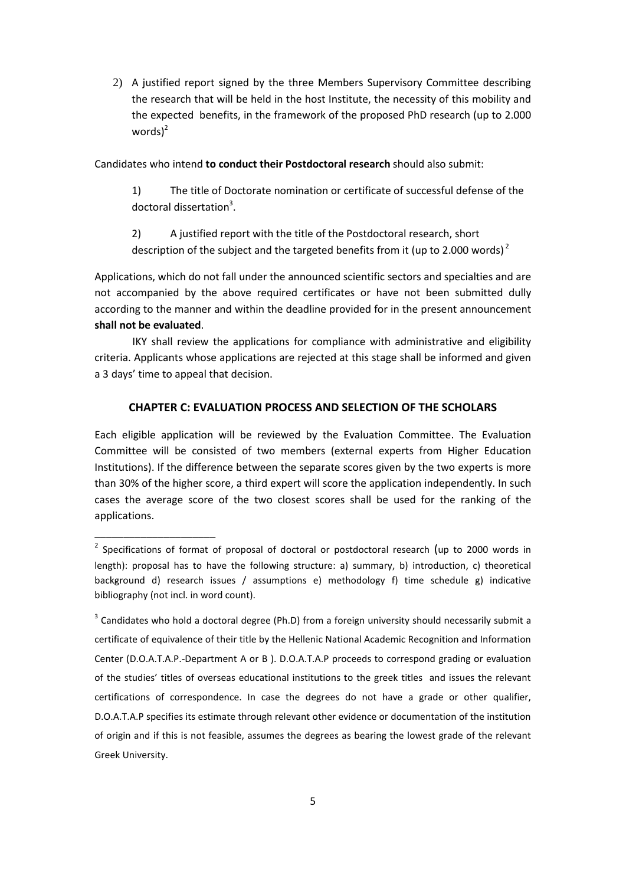2) A justified report signed by the three Members Supervisory Committee describing the research that will be held in the host Institute, the necessity of this mobility and the expected benefits, in the framework of the proposed PhD research (up to 2.000 words)[2]

Candidates who intend **to conduct their Postdoctoral research** should also submit:

1) The title of Doctorate nomination or certificate of successful defense of the doctoral dissertation[3].

2) A justified report with the title of the Postdoctoral research, short description of the subject and the targeted benefits from it (up to 2.000 words)[2]

Applications, which do not fall under the announced scientific sectors and specialties and are not accompanied by the above required certificates or have not been submitted dully according to the manner and within the deadline provided for in the present announcement **shall not be evaluated**.

IKY shall review the applications for compliance with administrative and eligibility criteria. Applicants whose applications are rejected at this stage shall be informed and given a 3 days' time to appeal that decision.

## CHAPTER C: EVALUATION PROCESS AND SELECTION OF THE SCHOLARS

Each eligible application will be reviewed by the Evaluation Committee. The Evaluation Committee will be consisted of two members (external experts from Higher Education Institutions). If the difference between the separate scores given by the two experts is more than 30% of the higher score, a third expert will score the application independently. In such cases the average score of the two closest scores shall be used for the ranking of the applications.

---

[2] Specifications of format of proposal of doctoral or postdoctoral research (up to 2000 words in length): proposal has to have the following structure: a) summary, b) introduction, c) theoretical background d) research issues / assumptions e) methodology f) time schedule g) indicative bibliography (not incl. in word count).

[3] Candidates who hold a doctoral degree (Ph.D) from a foreign university should necessarily submit a certificate of equivalence of their title by the Hellenic National Academic Recognition and Information Center (D.O.A.T.A.P.-Department A or B ). D.O.A.T.A.P proceeds to correspond grading or evaluation of the studies' titles of overseas educational institutions to the greek titles and issues the relevant certifications of correspondence. In case the degrees do not have a grade or other qualifier, D.O.A.T.A.P specifies its estimate through relevant other evidence or documentation of the institution of origin and if this is not feasible, assumes the degrees as bearing the lowest grade of the relevant Greek University.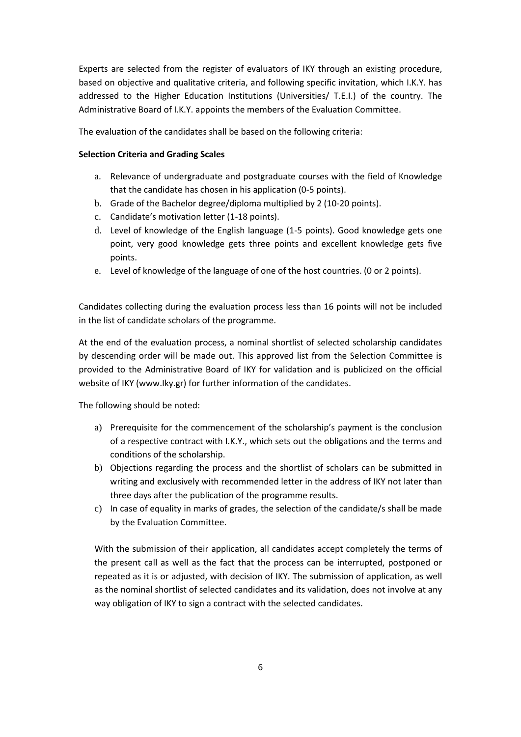Experts are selected from the register of evaluators of IKY through an existing procedure, based on objective and qualitative criteria, and following specific invitation, which I.K.Y. has addressed to the Higher Education Institutions (Universities/ T.E.I.) of the country. The Administrative Board of I.K.Y. appoints the members of the Evaluation Committee.

The evaluation of the candidates shall be based on the following criteria:

**Selection Criteria and Grading Scales**

a. Relevance of undergraduate and postgraduate courses with the field of Knowledge that the candidate has chosen in his application (0-5 points).
b. Grade of the Bachelor degree/diploma multiplied by 2 (10-20 points).
c. Candidate's motivation letter (1-18 points).
d. Level of knowledge of the English language (1-5 points). Good knowledge gets one point, very good knowledge gets three points and excellent knowledge gets five points.
e. Level of knowledge of the language of one of the host countries. (0 or 2 points).

Candidates collecting during the evaluation process less than 16 points will not be included in the list of candidate scholars of the programme.

At the end of the evaluation process, a nominal shortlist of selected scholarship candidates by descending order will be made out. This approved list from the Selection Committee is provided to the Administrative Board of IKY for validation and is publicized on the official website of IKY (www.Iky.gr) for further information of the candidates.

The following should be noted:

a) Prerequisite for the commencement of the scholarship's payment is the conclusion of a respective contract with I.K.Y., which sets out the obligations and the terms and conditions of the scholarship.
b) Objections regarding the process and the shortlist of scholars can be submitted in writing and exclusively with recommended letter in the address of IKY not later than three days after the publication of the programme results.
c) In case of equality in marks of grades, the selection of the candidate/s shall be made by the Evaluation Committee.

With the submission of their application, all candidates accept completely the terms of the present call as well as the fact that the process can be interrupted, postponed or repeated as it is or adjusted, with decision of IKY. The submission of application, as well as the nominal shortlist of selected candidates and its validation, does not involve at any way obligation of IKY to sign a contract with the selected candidates.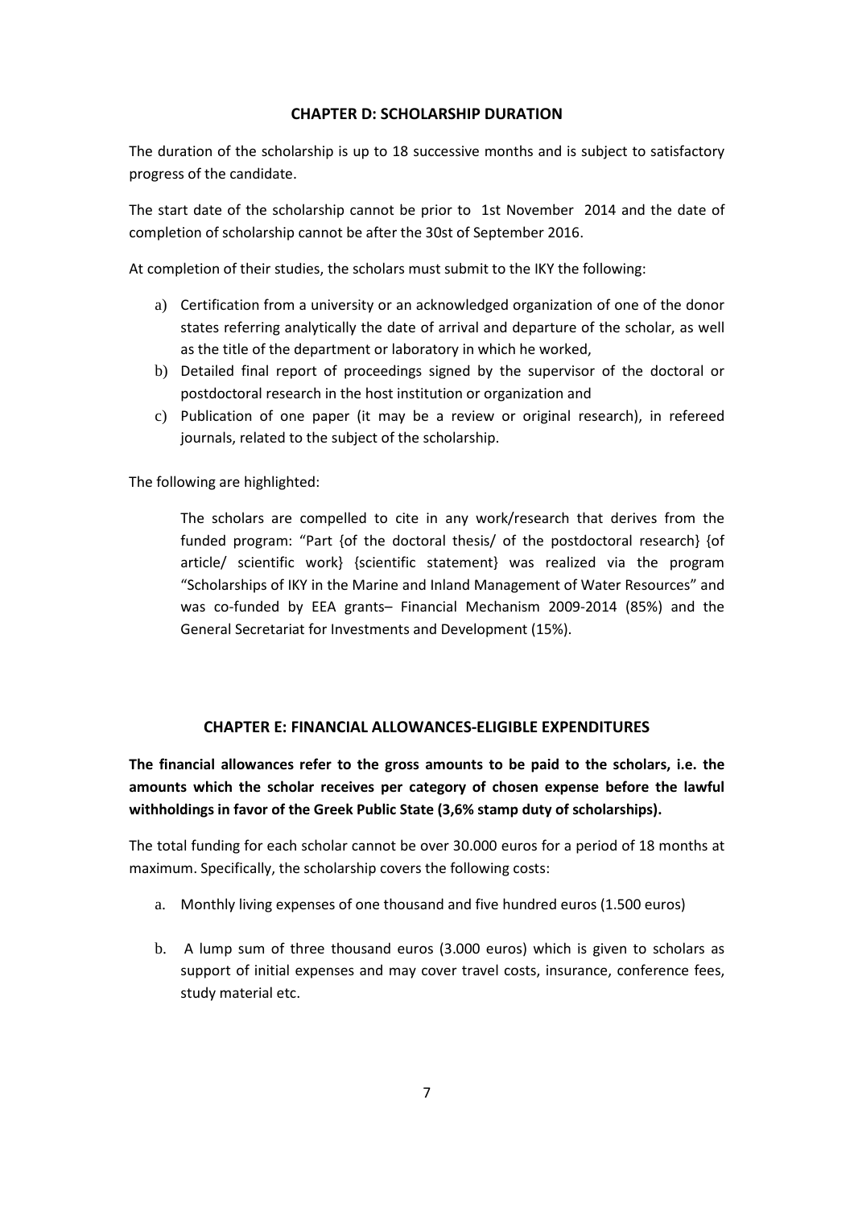## CHAPTER D: SCHOLARSHIP DURATION

The duration of the scholarship is up to 18 successive months and is subject to satisfactory progress of the candidate.

The start date of the scholarship cannot be prior to 1st November 2014 and the date of completion of scholarship cannot be after the 30st of September 2016.

At completion of their studies, the scholars must submit to the IKY the following:

a) Certification from a university or an acknowledged organization of one of the donor states referring analytically the date of arrival and departure of the scholar, as well as the title of the department or laboratory in which he worked,
b) Detailed final report of proceedings signed by the supervisor of the doctoral or postdoctoral research in the host institution or organization and
c) Publication of one paper (it may be a review or original research), in refereed journals, related to the subject of the scholarship.

The following are highlighted:

> The scholars are compelled to cite in any work/research that derives from the funded program: "Part {of the doctoral thesis/ of the postdoctoral research} {of article/ scientific work} {scientific statement} was realized via the program "Scholarships of IKY in the Marine and Inland Management of Water Resources" and was co-funded by EEA grants– Financial Mechanism 2009-2014 (85%) and the General Secretariat for Investments and Development (15%).

## CHAPTER E: FINANCIAL ALLOWANCES-ELIGIBLE EXPENDITURES

**The financial allowances refer to the gross amounts to be paid to the scholars, i.e. the amounts which the scholar receives per category of chosen expense before the lawful withholdings in favor of the Greek Public State (3,6% stamp duty of scholarships).**

The total funding for each scholar cannot be over 30.000 euros for a period of 18 months at maximum. Specifically, the scholarship covers the following costs:

a. Monthly living expenses of one thousand and five hundred euros (1.500 euros)
b. A lump sum of three thousand euros (3.000 euros) which is given to scholars as support of initial expenses and may cover travel costs, insurance, conference fees, study material etc.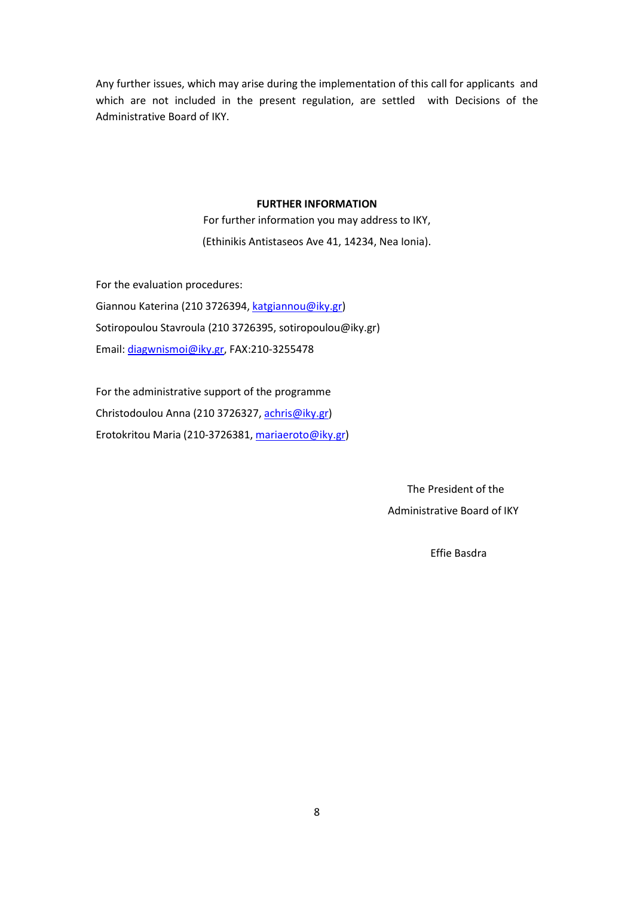Any further issues, which may arise during the implementation of this call for applicants and which are not included in the present regulation, are settled with Decisions of the Administrative Board of IKY.

**FURTHER INFORMATION**

For further information you may address to IKY,

(Ethinikis Antistaseos Ave 41, 14234, Nea Ionia).

For the evaluation procedures:

Giannou Katerina (210 3726394, katgiannou@iky.gr)

Sotiropoulou Stavroula (210 3726395, sotiropoulou@iky.gr)

Email: diagwnismoi@iky.gr, FAX:210-3255478

For the administrative support of the programme

Christodoulou Anna (210 3726327, achris@iky.gr)

Erotokritou Maria (210-3726381, mariaeroto@iky.gr)

The President of the

Administrative Board of IKY

Effie Basdra